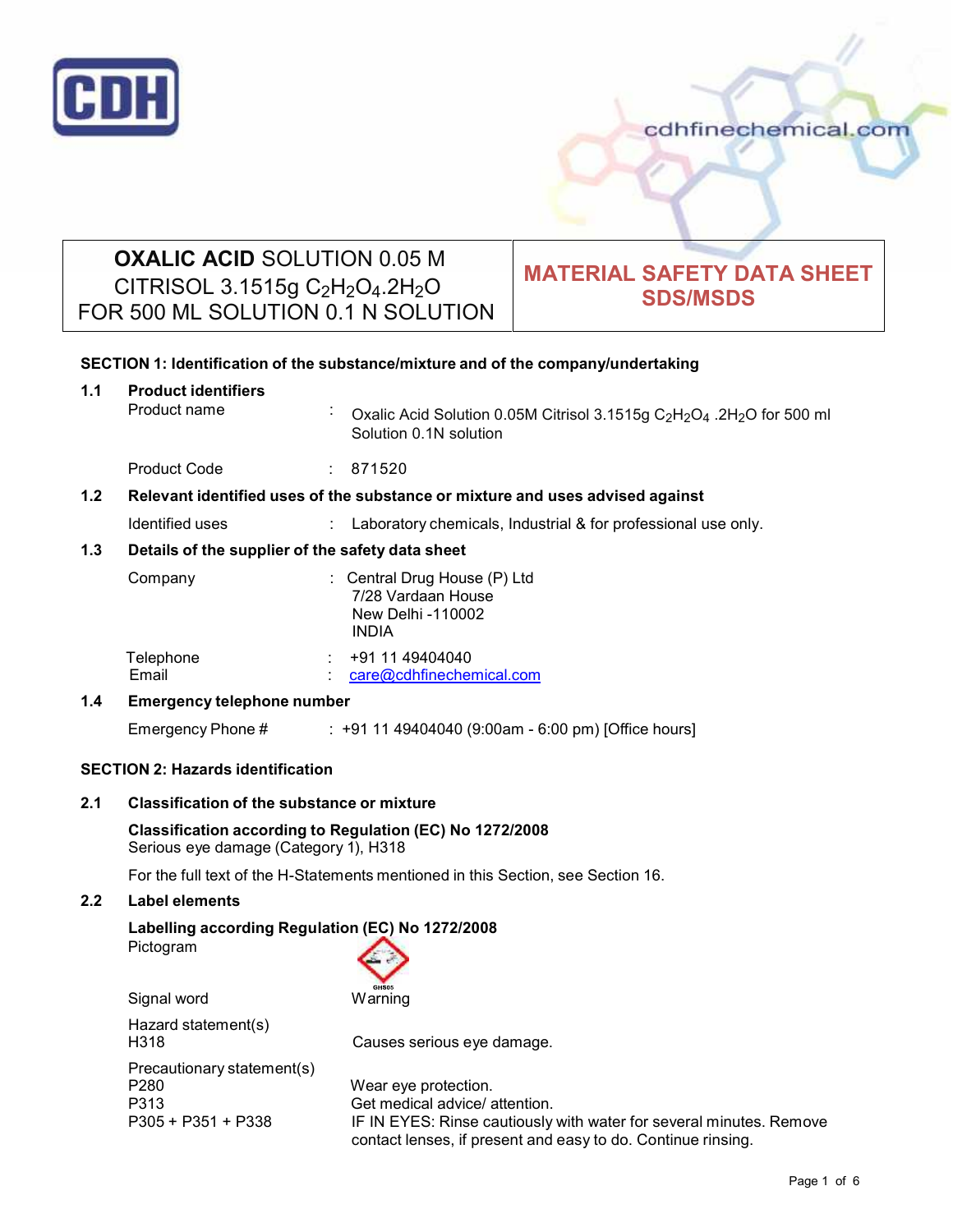# OXALIC ACID SOLUTION 0.05 M CITRISOL 3.1515g $C_2H_2O_4.2H_2O$ FOR 500 ML SOLUTION 0.1 N SOLUTION

**MATERIAL SAFETY DATA SHEET SDS/MSDS**

## SECTION 1: Identification of the substance/mixture and of the company/undertaking

### 1.1 Product identifiers

Product name : Oxalic Acid Solution 0.05M Citrisol 3.1515g $C_2H_2O_4$ .2$H_2O$ for 500 ml Solution 0.1N solution

Product Code : 871520

### 1.2 Relevant identified uses of the substance or mixture and uses advised against

Identified uses : Laboratory chemicals, Industrial & for professional use only.

### 1.3 Details of the supplier of the safety data sheet

Company : Central Drug House (P) Ltd
7/28 Vardaan House
New Delhi -110002
INDIA

Telephone : +91 11 49404040
Email : care@cdhfinechemical.com

### 1.4 Emergency telephone number

Emergency Phone # : +91 11 49404040 (9:00am - 6:00 pm) [Office hours]

## SECTION 2: Hazards identification

### 2.1 Classification of the substance or mixture

**Classification according to Regulation (EC) No 1272/2008**
Serious eye damage (Category 1), H318

For the full text of the H-Statements mentioned in this Section, see Section 16.

### 2.2 Label elements

**Labelling according Regulation (EC) No 1272/2008**

Pictogram GHS05

Signal word Warning

Hazard statement(s)
H318 Causes serious eye damage.

Precautionary statement(s)
P280 Wear eye protection.
P313 Get medical advice/ attention.
P305 + P351 + P338 IF IN EYES: Rinse cautiously with water for several minutes. Remove contact lenses, if present and easy to do. Continue rinsing.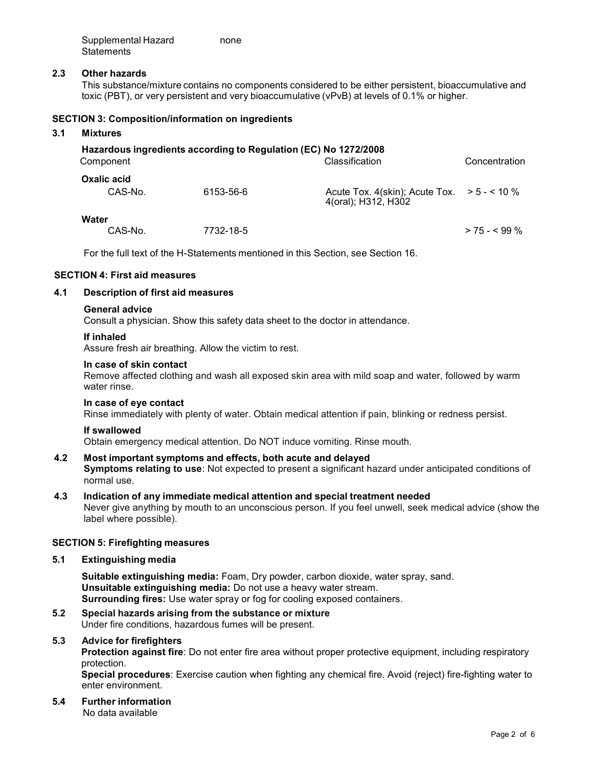| | |
|---|---|
| Supplemental Hazard Statements | none |

### 2.3 Other hazards

This substance/mixture contains no components considered to be either persistent, bioaccumulative and toxic (PBT), or very persistent and very bioaccumulative (vPvB) at levels of 0.1% or higher.

## SECTION 3: Composition/information on ingredients

### 3.1 Mixtures

**Hazardous ingredients according to Regulation (EC) No 1272/2008**

| Component | | Classification | Concentration |
|---|---|---|---|
| **Oxalic acid** | | | |
| CAS-No. | 6153-56-6 | Acute Tox. 4(skin); Acute Tox. 4(oral); H312, H302 | > 5 - < 10 % |
| **Water** | | | |
| CAS-No. | 7732-18-5 | | > 75 - < 99 % |

For the full text of the H-Statements mentioned in this Section, see Section 16.

## SECTION 4: First aid measures

### 4.1 Description of first aid measures

**General advice**

Consult a physician. Show this safety data sheet to the doctor in attendance.

**If inhaled**

Assure fresh air breathing. Allow the victim to rest.

**In case of skin contact**

Remove affected clothing and wash all exposed skin area with mild soap and water, followed by warm water rinse.

**In case of eye contact**

Rinse immediately with plenty of water. Obtain medical attention if pain, blinking or redness persist.

**If swallowed**

Obtain emergency medical attention. Do NOT induce vomiting. Rinse mouth.

### 4.2 Most important symptoms and effects, both acute and delayed

**Symptoms relating to use**: Not expected to present a significant hazard under anticipated conditions of normal use.

### 4.3 Indication of any immediate medical attention and special treatment needed

Never give anything by mouth to an unconscious person. If you feel unwell, seek medical advice (show the label where possible).

## SECTION 5: Firefighting measures

### 5.1 Extinguishing media

**Suitable extinguishing media:** Foam, Dry powder, carbon dioxide, water spray, sand.
**Unsuitable extinguishing media:** Do not use a heavy water stream.
**Surrounding fires:** Use water spray or fog for cooling exposed containers.

### 5.2 Special hazards arising from the substance or mixture

Under fire conditions, hazardous fumes will be present.

### 5.3 Advice for firefighters

**Protection against fire**: Do not enter fire area without proper protective equipment, including respiratory protection.
**Special procedures**: Exercise caution when fighting any chemical fire. Avoid (reject) fire-fighting water to enter environment.

### 5.4 Further information

No data available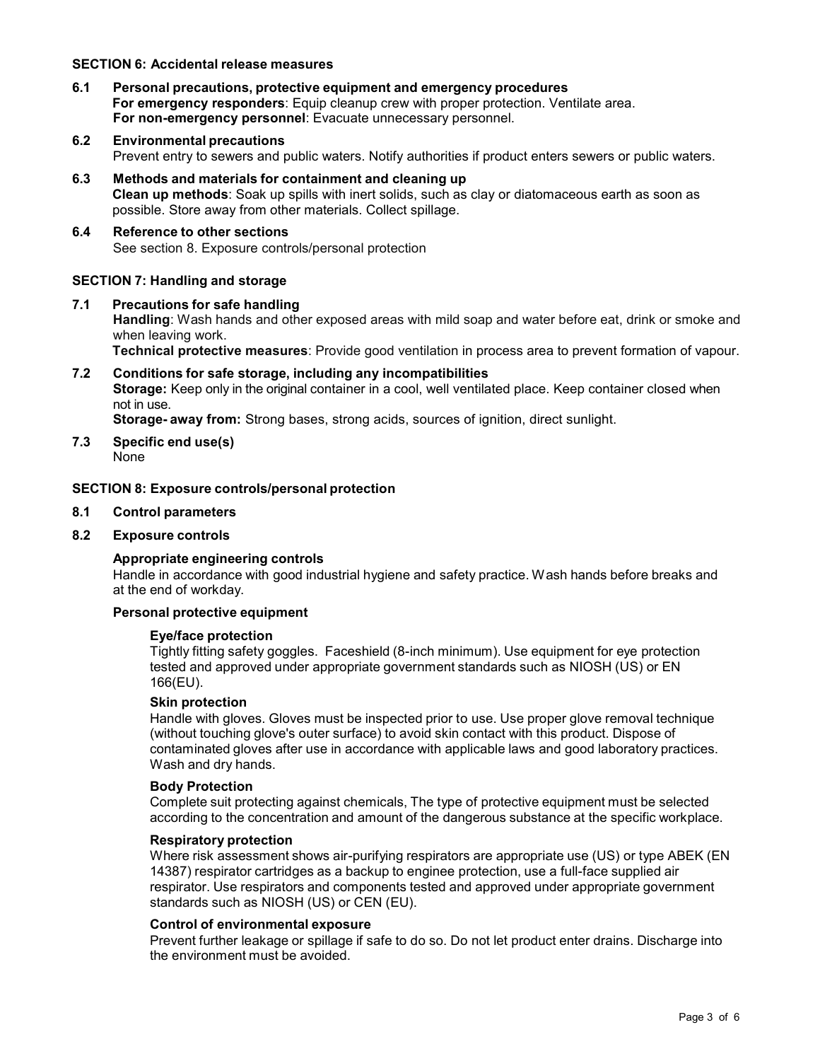## SECTION 6: Accidental release measures

### 6.1 Personal precautions, protective equipment and emergency procedures

**For emergency responders**: Equip cleanup crew with proper protection. Ventilate area.
**For non-emergency personnel**: Evacuate unnecessary personnel.

### 6.2 Environmental precautions

Prevent entry to sewers and public waters. Notify authorities if product enters sewers or public waters.

### 6.3 Methods and materials for containment and cleaning up

**Clean up methods**: Soak up spills with inert solids, such as clay or diatomaceous earth as soon as possible. Store away from other materials. Collect spillage.

### 6.4 Reference to other sections

See section 8. Exposure controls/personal protection

## SECTION 7: Handling and storage

### 7.1 Precautions for safe handling

**Handling**: Wash hands and other exposed areas with mild soap and water before eat, drink or smoke and when leaving work.
**Technical protective measures**: Provide good ventilation in process area to prevent formation of vapour.

### 7.2 Conditions for safe storage, including any incompatibilities

**Storage:** Keep only in the original container in a cool, well ventilated place. Keep container closed when not in use.
**Storage- away from:** Strong bases, strong acids, sources of ignition, direct sunlight.

### 7.3 Specific end use(s)

None

## SECTION 8: Exposure controls/personal protection

### 8.1 Control parameters

### 8.2 Exposure controls

**Appropriate engineering controls**

Handle in accordance with good industrial hygiene and safety practice. Wash hands before breaks and at the end of workday.

**Personal protective equipment**

**Eye/face protection**

Tightly fitting safety goggles. Faceshield (8-inch minimum). Use equipment for eye protection tested and approved under appropriate government standards such as NIOSH (US) or EN 166(EU).

**Skin protection**

Handle with gloves. Gloves must be inspected prior to use. Use proper glove removal technique (without touching glove's outer surface) to avoid skin contact with this product. Dispose of contaminated gloves after use in accordance with applicable laws and good laboratory practices. Wash and dry hands.

**Body Protection**

Complete suit protecting against chemicals, The type of protective equipment must be selected according to the concentration and amount of the dangerous substance at the specific workplace.

**Respiratory protection**

Where risk assessment shows air-purifying respirators are appropriate use (US) or type ABEK (EN 14387) respirator cartridges as a backup to enginee protection, use a full-face supplied air respirator. Use respirators and components tested and approved under appropriate government standards such as NIOSH (US) or CEN (EU).

**Control of environmental exposure**

Prevent further leakage or spillage if safe to do so. Do not let product enter drains. Discharge into the environment must be avoided.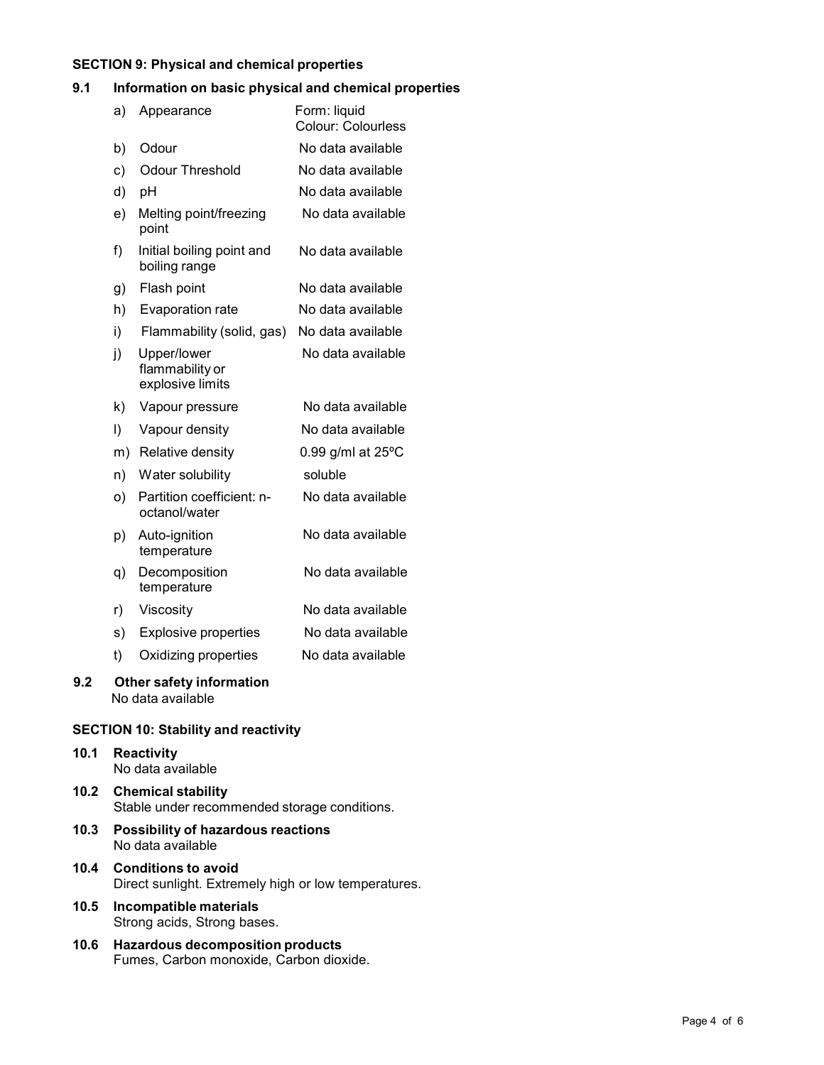## SECTION 9: Physical and chemical properties

### 9.1 Information on basic physical and chemical properties

| | Property | Value |
|---|---|---|
| a) | Appearance | Form: liquid<br>Colour: Colourless |
| b) | Odour | No data available |
| c) | Odour Threshold | No data available |
| d) | pH | No data available |
| e) | Melting point/freezing point | No data available |
| f) | Initial boiling point and boiling range | No data available |
| g) | Flash point | No data available |
| h) | Evaporation rate | No data available |
| i) | Flammability (solid, gas) | No data available |
| j) | Upper/lower flammability or explosive limits | No data available |
| k) | Vapour pressure | No data available |
| l) | Vapour density | No data available |
| m) | Relative density | 0.99 g/ml at 25ºC |
| n) | Water solubility | soluble |
| o) | Partition coefficient: n-octanol/water | No data available |
| p) | Auto-ignition temperature | No data available |
| q) | Decomposition temperature | No data available |
| r) | Viscosity | No data available |
| s) | Explosive properties | No data available |
| t) | Oxidizing properties | No data available |

### 9.2 Other safety information

No data available

## SECTION 10: Stability and reactivity

### 10.1 Reactivity

No data available

### 10.2 Chemical stability

Stable under recommended storage conditions.

### 10.3 Possibility of hazardous reactions

No data available

### 10.4 Conditions to avoid

Direct sunlight. Extremely high or low temperatures.

### 10.5 Incompatible materials

Strong acids, Strong bases.

### 10.6 Hazardous decomposition products

Fumes, Carbon monoxide, Carbon dioxide.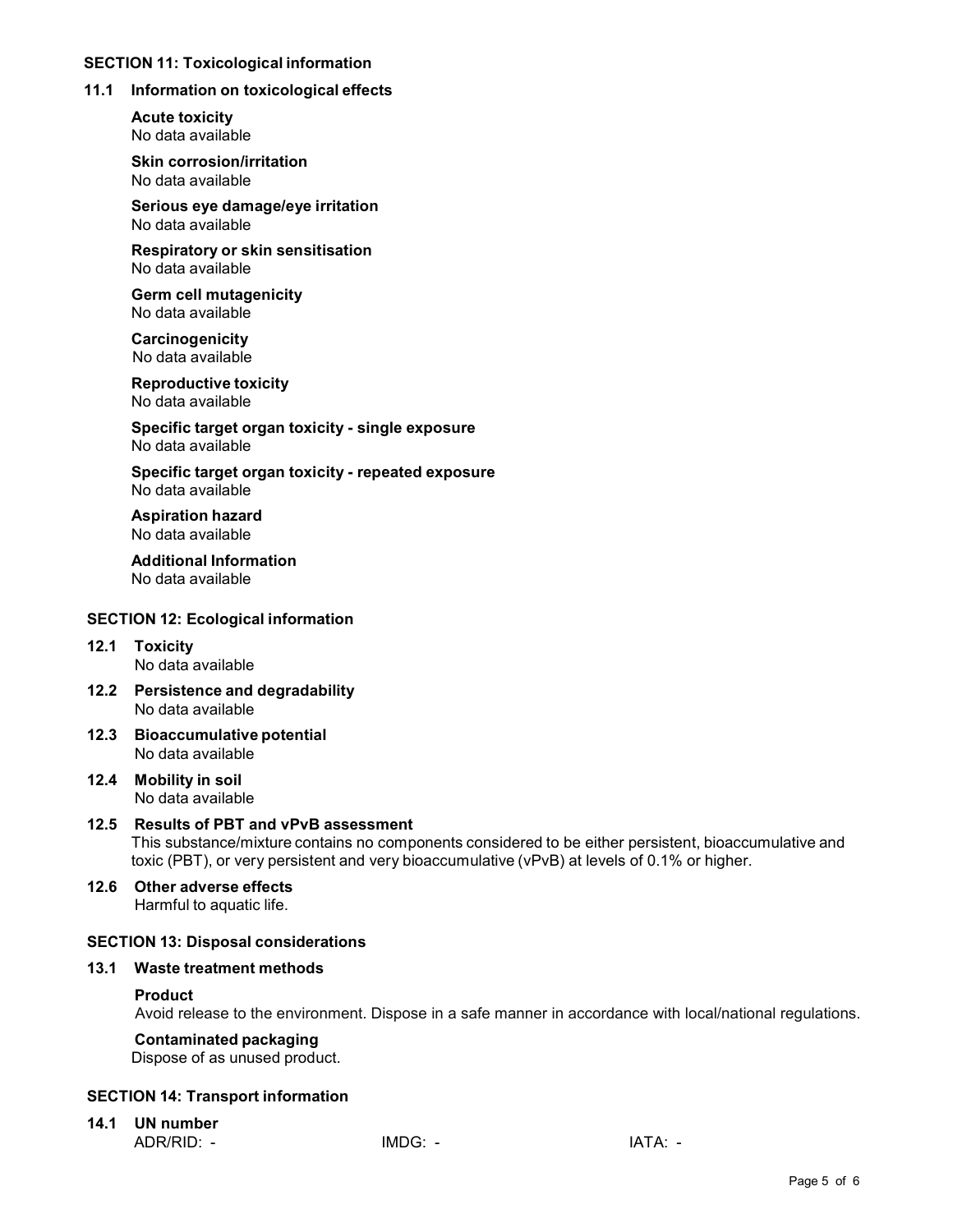## SECTION 11: Toxicological information

### 11.1 Information on toxicological effects

**Acute toxicity**
No data available

**Skin corrosion/irritation**
No data available

**Serious eye damage/eye irritation**
No data available

**Respiratory or skin sensitisation**
No data available

**Germ cell mutagenicity**
No data available

**Carcinogenicity**
No data available

**Reproductive toxicity**
No data available

**Specific target organ toxicity - single exposure**
No data available

**Specific target organ toxicity - repeated exposure**
No data available

**Aspiration hazard**
No data available

**Additional Information**
No data available

## SECTION 12: Ecological information

### 12.1 Toxicity
No data available

### 12.2 Persistence and degradability
No data available

### 12.3 Bioaccumulative potential
No data available

### 12.4 Mobility in soil
No data available

### 12.5 Results of PBT and vPvB assessment
This substance/mixture contains no components considered to be either persistent, bioaccumulative and toxic (PBT), or very persistent and very bioaccumulative (vPvB) at levels of 0.1% or higher.

### 12.6 Other adverse effects
Harmful to aquatic life.

## SECTION 13: Disposal considerations

### 13.1 Waste treatment methods

**Product**
Avoid release to the environment. Dispose in a safe manner in accordance with local/national regulations.

**Contaminated packaging**
Dispose of as unused product.

## SECTION 14: Transport information

### 14.1 UN number

ADR/RID: - IMDG: - IATA: -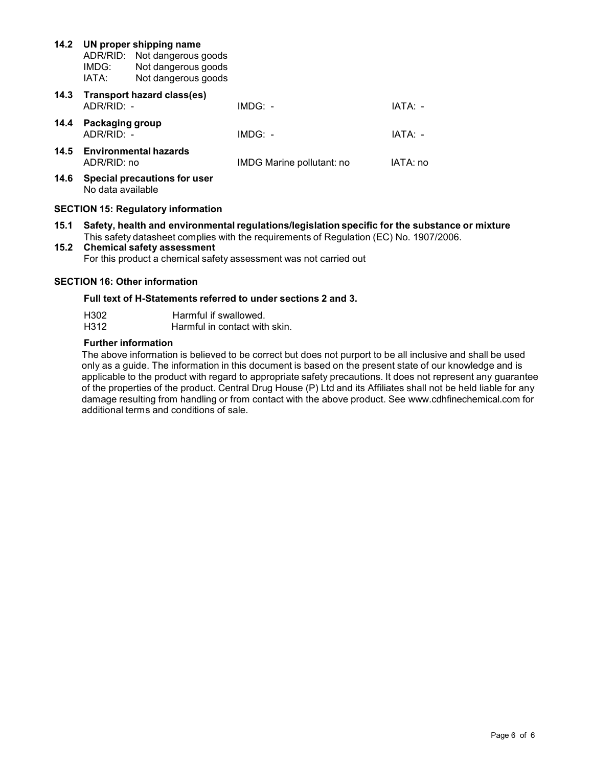**14.2 UN proper shipping name**

ADR/RID: Not dangerous goods
IMDG: Not dangerous goods
IATA: Not dangerous goods

**14.3 Transport hazard class(es)**

| | | |
|---|---|---|
| ADR/RID: - | IMDG: - | IATA: - |

**14.4 Packaging group**

| | | |
|---|---|---|
| ADR/RID: - | IMDG: - | IATA: - |

**14.5 Environmental hazards**

| | | |
|---|---|---|
| ADR/RID: no | IMDG Marine pollutant: no | IATA: no |

**14.6 Special precautions for user**

No data available

## SECTION 15: Regulatory information

**15.1 Safety, health and environmental regulations/legislation specific for the substance or mixture**

This safety datasheet complies with the requirements of Regulation (EC) No. 1907/2006.

**15.2 Chemical safety assessment**

For this product a chemical safety assessment was not carried out

## SECTION 16: Other information

**Full text of H-Statements referred to under sections 2 and 3.**

| | |
|---|---|
| H302 | Harmful if swallowed. |
| H312 | Harmful in contact with skin. |

**Further information**

The above information is believed to be correct but does not purport to be all inclusive and shall be used only as a guide. The information in this document is based on the present state of our knowledge and is applicable to the product with regard to appropriate safety precautions. It does not represent any guarantee of the properties of the product. Central Drug House (P) Ltd and its Affiliates shall not be held liable for any damage resulting from handling or from contact with the above product. See www.cdhfinechemical.com for additional terms and conditions of sale.